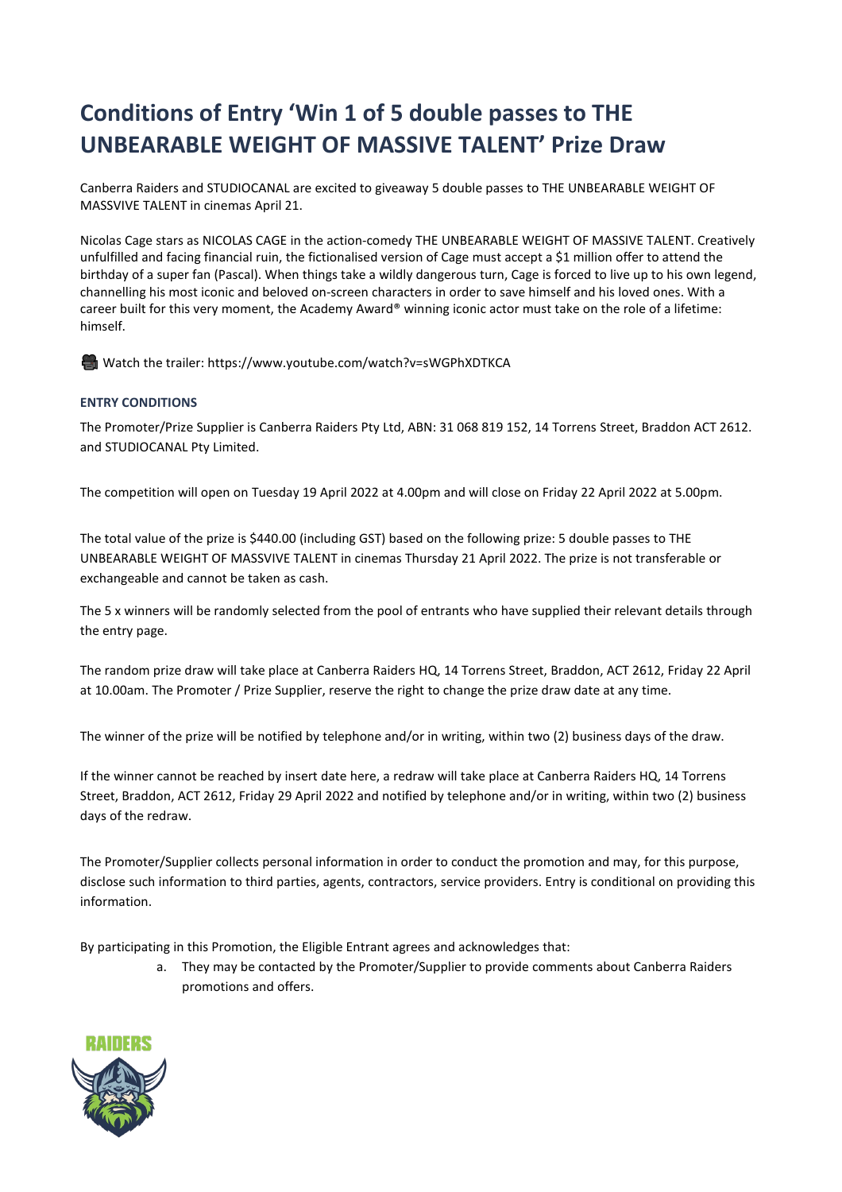# Conditions of Entry 'Win 1 of 5 double passes to THE UNBEARABLE WEIGHT OF MASSIVE TALENT' Prize Draw

Canberra Raiders and STUDIOCANAL are excited to giveaway 5 double passes to THE UNBEARABLE WEIGHT OF MASSVIVE TALENT in cinemas April 21.

Nicolas Cage stars as NICOLAS CAGE in the action-comedy THE UNBEARABLE WEIGHT OF MASSIVE TALENT. Creatively unfulfilled and facing financial ruin, the fictionalised version of Cage must accept a $1 million offer to attend the birthday of a super fan (Pascal). When things take a wildly dangerous turn, Cage is forced to live up to his own legend, channelling his most iconic and beloved on-screen characters in order to save himself and his loved ones. With a career built for this very moment, the Academy Award® winning iconic actor must take on the role of a lifetime: himself.

🎥 Watch the trailer: https://www.youtube.com/watch?v=sWGPhXDTKCA

**ENTRY CONDITIONS**

The Promoter/Prize Supplier is Canberra Raiders Pty Ltd, ABN: 31 068 819 152, 14 Torrens Street, Braddon ACT 2612. and STUDIOCANAL Pty Limited.

The competition will open on Tuesday 19 April 2022 at 4.00pm and will close on Friday 22 April 2022 at 5.00pm.

The total value of the prize is $440.00 (including GST) based on the following prize: 5 double passes to THE UNBEARABLE WEIGHT OF MASSVIVE TALENT in cinemas Thursday 21 April 2022. The prize is not transferable or exchangeable and cannot be taken as cash.

The 5 x winners will be randomly selected from the pool of entrants who have supplied their relevant details through the entry page.

The random prize draw will take place at Canberra Raiders HQ, 14 Torrens Street, Braddon, ACT 2612, Friday 22 April at 10.00am. The Promoter / Prize Supplier, reserve the right to change the prize draw date at any time.

The winner of the prize will be notified by telephone and/or in writing, within two (2) business days of the draw.

If the winner cannot be reached by insert date here, a redraw will take place at Canberra Raiders HQ, 14 Torrens Street, Braddon, ACT 2612, Friday 29 April 2022 and notified by telephone and/or in writing, within two (2) business days of the redraw.

The Promoter/Supplier collects personal information in order to conduct the promotion and may, for this purpose, disclose such information to third parties, agents, contractors, service providers. Entry is conditional on providing this information.

By participating in this Promotion, the Eligible Entrant agrees and acknowledges that:

a. They may be contacted by the Promoter/Supplier to provide comments about Canberra Raiders promotions and offers.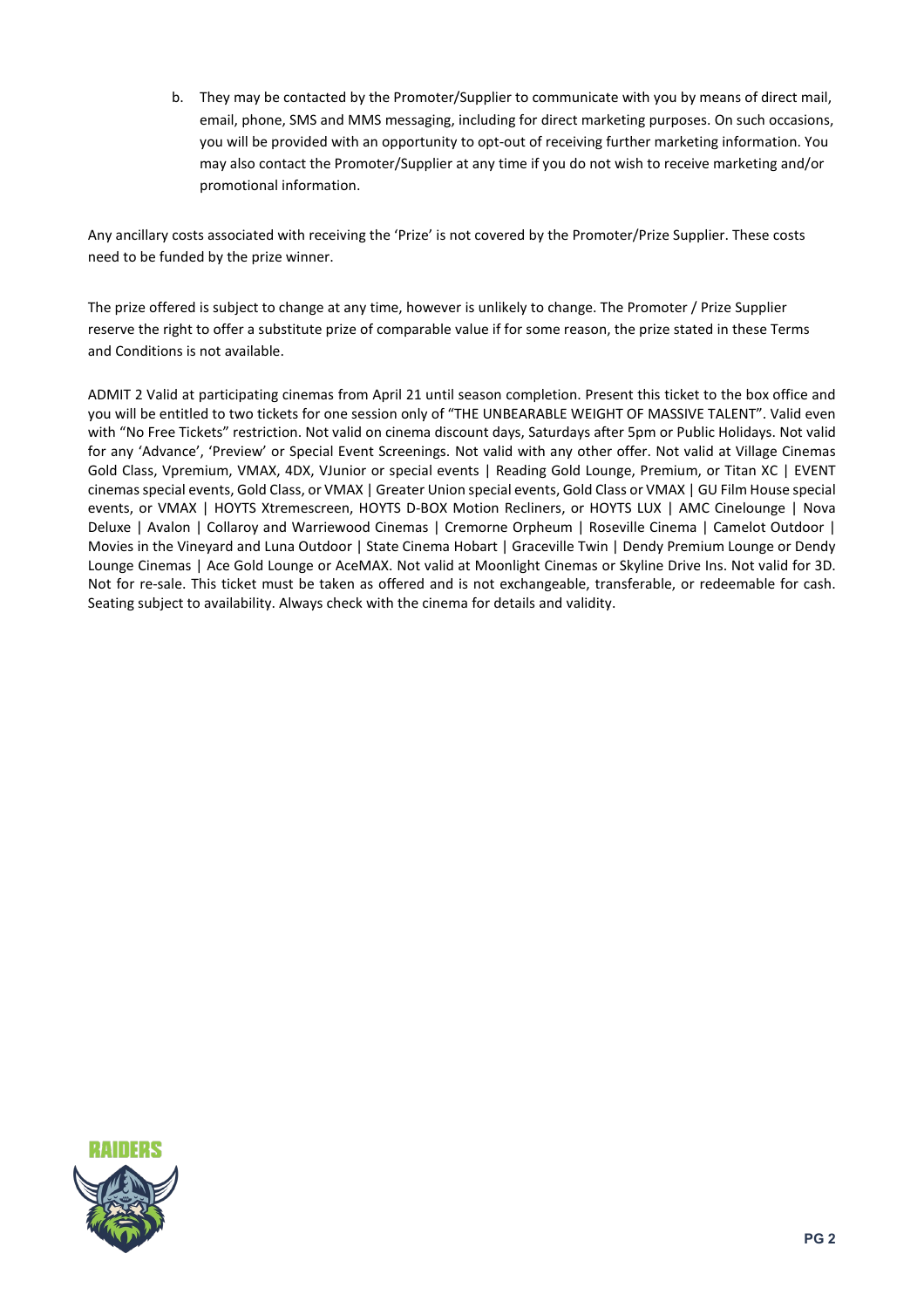b. They may be contacted by the Promoter/Supplier to communicate with you by means of direct mail, email, phone, SMS and MMS messaging, including for direct marketing purposes. On such occasions, you will be provided with an opportunity to opt-out of receiving further marketing information. You may also contact the Promoter/Supplier at any time if you do not wish to receive marketing and/or promotional information.

Any ancillary costs associated with receiving the 'Prize' is not covered by the Promoter/Prize Supplier. These costs need to be funded by the prize winner.

The prize offered is subject to change at any time, however is unlikely to change. The Promoter / Prize Supplier reserve the right to offer a substitute prize of comparable value if for some reason, the prize stated in these Terms and Conditions is not available.

ADMIT 2 Valid at participating cinemas from April 21 until season completion. Present this ticket to the box office and you will be entitled to two tickets for one session only of "THE UNBEARABLE WEIGHT OF MASSIVE TALENT". Valid even with "No Free Tickets" restriction. Not valid on cinema discount days, Saturdays after 5pm or Public Holidays. Not valid for any 'Advance', 'Preview' or Special Event Screenings. Not valid with any other offer. Not valid at Village Cinemas Gold Class, Vpremium, VMAX, 4DX, VJunior or special events | Reading Gold Lounge, Premium, or Titan XC | EVENT cinemas special events, Gold Class, or VMAX | Greater Union special events, Gold Class or VMAX | GU Film House special events, or VMAX | HOYTS Xtremescreen, HOYTS D-BOX Motion Recliners, or HOYTS LUX | AMC Cinelounge | Nova Deluxe | Avalon | Collaroy and Warriewood Cinemas | Cremorne Orpheum | Roseville Cinema | Camelot Outdoor | Movies in the Vineyard and Luna Outdoor | State Cinema Hobart | Graceville Twin | Dendy Premium Lounge or Dendy Lounge Cinemas | Ace Gold Lounge or AceMAX. Not valid at Moonlight Cinemas or Skyline Drive Ins. Not valid for 3D. Not for re-sale. This ticket must be taken as offered and is not exchangeable, transferable, or redeemable for cash. Seating subject to availability. Always check with the cinema for details and validity.